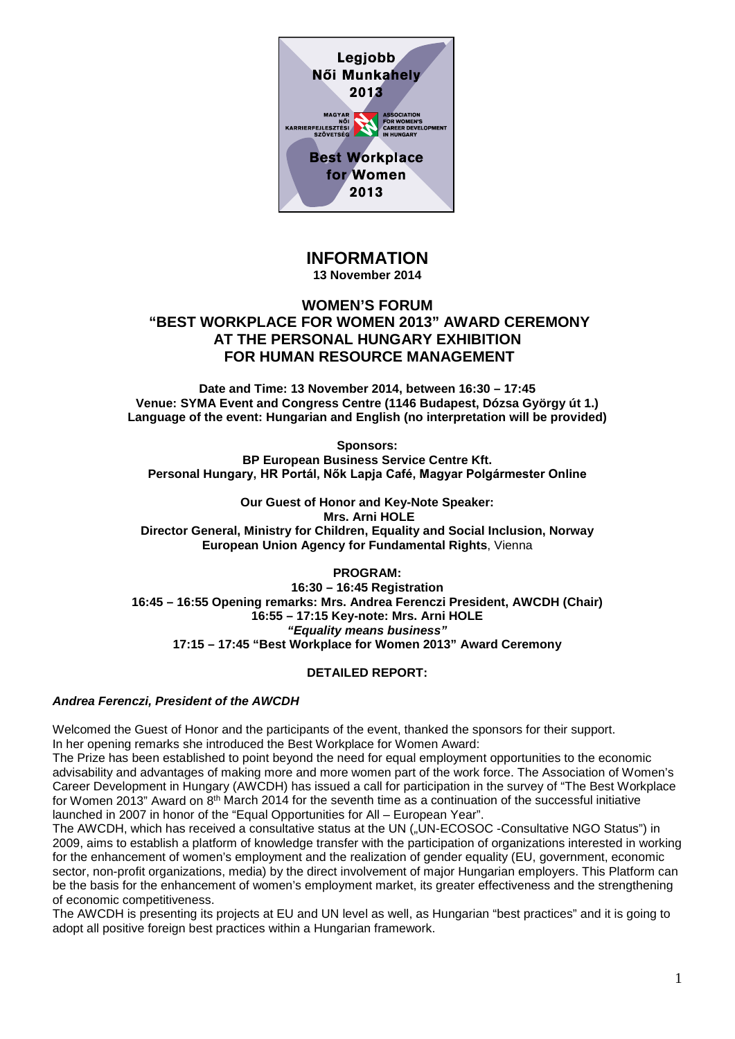Legjobb Női Munkahely 2013

MAGYAR NŐI KARRIERFEJLESZTÉSI SZÖVETSÉG

ASSOCIATION FOR WOMEN'S CAREER DEVELOPMENT IN HUNGARY

Best Workplace for Women 2013

# INFORMATION

**13 November 2014**

## WOMEN'S FORUM "BEST WORKPLACE FOR WOMEN 2013" AWARD CEREMONY AT THE PERSONAL HUNGARY EXHIBITION FOR HUMAN RESOURCE MANAGEMENT

**Date and Time: 13 November 2014, between 16:30 – 17:45**
**Venue: SYMA Event and Congress Centre (1146 Budapest, Dózsa György út 1.)**
**Language of the event: Hungarian and English (no interpretation will be provided)**

**Sponsors:**
**BP European Business Service Centre Kft.**
**Personal Hungary, HR Portál, Nők Lapja Café, Magyar Polgármester Online**

**Our Guest of Honor and Key-Note Speaker:**
**Mrs. Arni HOLE**
**Director General, Ministry for Children, Equality and Social Inclusion, Norway**
**European Union Agency for Fundamental Rights**, Vienna

**PROGRAM:**
**16:30 – 16:45 Registration**
**16:45 – 16:55 Opening remarks: Mrs. Andrea Ferenczi President, AWCDH (Chair)**
**16:55 – 17:15 Key-note: Mrs. Arni HOLE**
***"Equality means business"***
**17:15 – 17:45 "Best Workplace for Women 2013" Award Ceremony**

**DETAILED REPORT:**

***Andrea Ferenczi, President of the AWCDH***

Welcomed the Guest of Honor and the participants of the event, thanked the sponsors for their support.
In her opening remarks she introduced the Best Workplace for Women Award:
The Prize has been established to point beyond the need for equal employment opportunities to the economic advisability and advantages of making more and more women part of the work force. The Association of Women's Career Development in Hungary (AWCDH) has issued a call for participation in the survey of "The Best Workplace for Women 2013" Award on 8th March 2014 for the seventh time as a continuation of the successful initiative launched in 2007 in honor of the "Equal Opportunities for All – European Year".
The AWCDH, which has received a consultative status at the UN („UN-ECOSOC -Consultative NGO Status") in 2009, aims to establish a platform of knowledge transfer with the participation of organizations interested in working for the enhancement of women's employment and the realization of gender equality (EU, government, economic sector, non-profit organizations, media) by the direct involvement of major Hungarian employers. This Platform can be the basis for the enhancement of women's employment market, its greater effectiveness and the strengthening of economic competitiveness.
The AWCDH is presenting its projects at EU and UN level as well, as Hungarian "best practices" and it is going to adopt all positive foreign best practices within a Hungarian framework.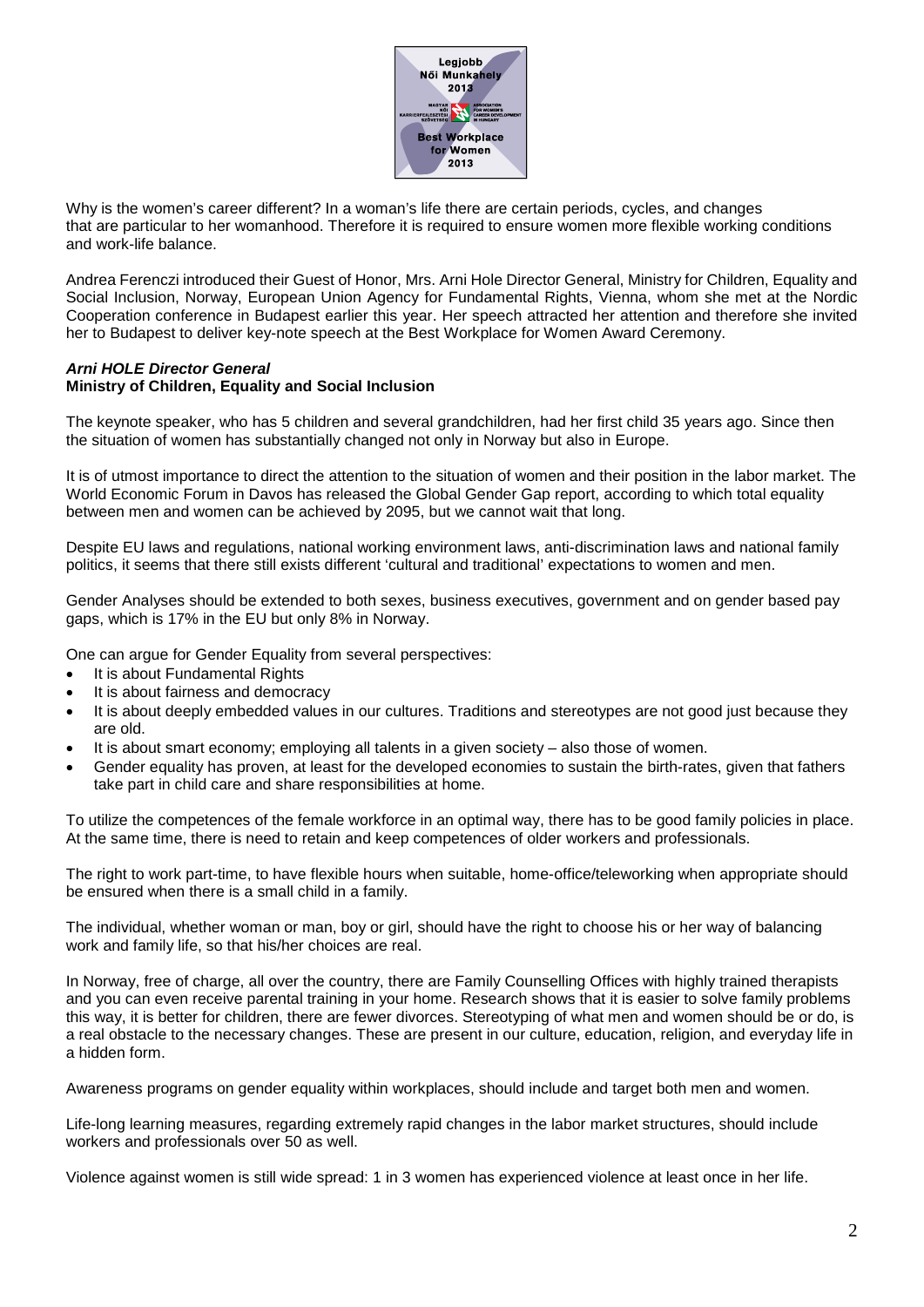Why is the women's career different? In a woman's life there are certain periods, cycles, and changes that are particular to her womanhood. Therefore it is required to ensure women more flexible working conditions and work-life balance.

Andrea Ferenczi introduced their Guest of Honor, Mrs. Arni Hole Director General, Ministry for Children, Equality and Social Inclusion, Norway, European Union Agency for Fundamental Rights, Vienna, whom she met at the Nordic Cooperation conference in Budapest earlier this year. Her speech attracted her attention and therefore she invited her to Budapest to deliver key-note speech at the Best Workplace for Women Award Ceremony.

***Arni HOLE Director General***
**Ministry of Children, Equality and Social Inclusion**

The keynote speaker, who has 5 children and several grandchildren, had her first child 35 years ago. Since then the situation of women has substantially changed not only in Norway but also in Europe.

It is of utmost importance to direct the attention to the situation of women and their position in the labor market. The World Economic Forum in Davos has released the Global Gender Gap report, according to which total equality between men and women can be achieved by 2095, but we cannot wait that long.

Despite EU laws and regulations, national working environment laws, anti-discrimination laws and national family politics, it seems that there still exists different 'cultural and traditional' expectations to women and men.

Gender Analyses should be extended to both sexes, business executives, government and on gender based pay gaps, which is 17% in the EU but only 8% in Norway.

One can argue for Gender Equality from several perspectives:

- It is about Fundamental Rights
- It is about fairness and democracy
- It is about deeply embedded values in our cultures. Traditions and stereotypes are not good just because they are old.
- It is about smart economy; employing all talents in a given society – also those of women.
- Gender equality has proven, at least for the developed economies to sustain the birth-rates, given that fathers take part in child care and share responsibilities at home.

To utilize the competences of the female workforce in an optimal way, there has to be good family policies in place. At the same time, there is need to retain and keep competences of older workers and professionals.

The right to work part-time, to have flexible hours when suitable, home-office/teleworking when appropriate should be ensured when there is a small child in a family.

The individual, whether woman or man, boy or girl, should have the right to choose his or her way of balancing work and family life, so that his/her choices are real.

In Norway, free of charge, all over the country, there are Family Counselling Offices with highly trained therapists and you can even receive parental training in your home. Research shows that it is easier to solve family problems this way, it is better for children, there are fewer divorces. Stereotyping of what men and women should be or do, is a real obstacle to the necessary changes. These are present in our culture, education, religion, and everyday life in a hidden form.

Awareness programs on gender equality within workplaces, should include and target both men and women.

Life-long learning measures, regarding extremely rapid changes in the labor market structures, should include workers and professionals over 50 as well.

Violence against women is still wide spread: 1 in 3 women has experienced violence at least once in her life.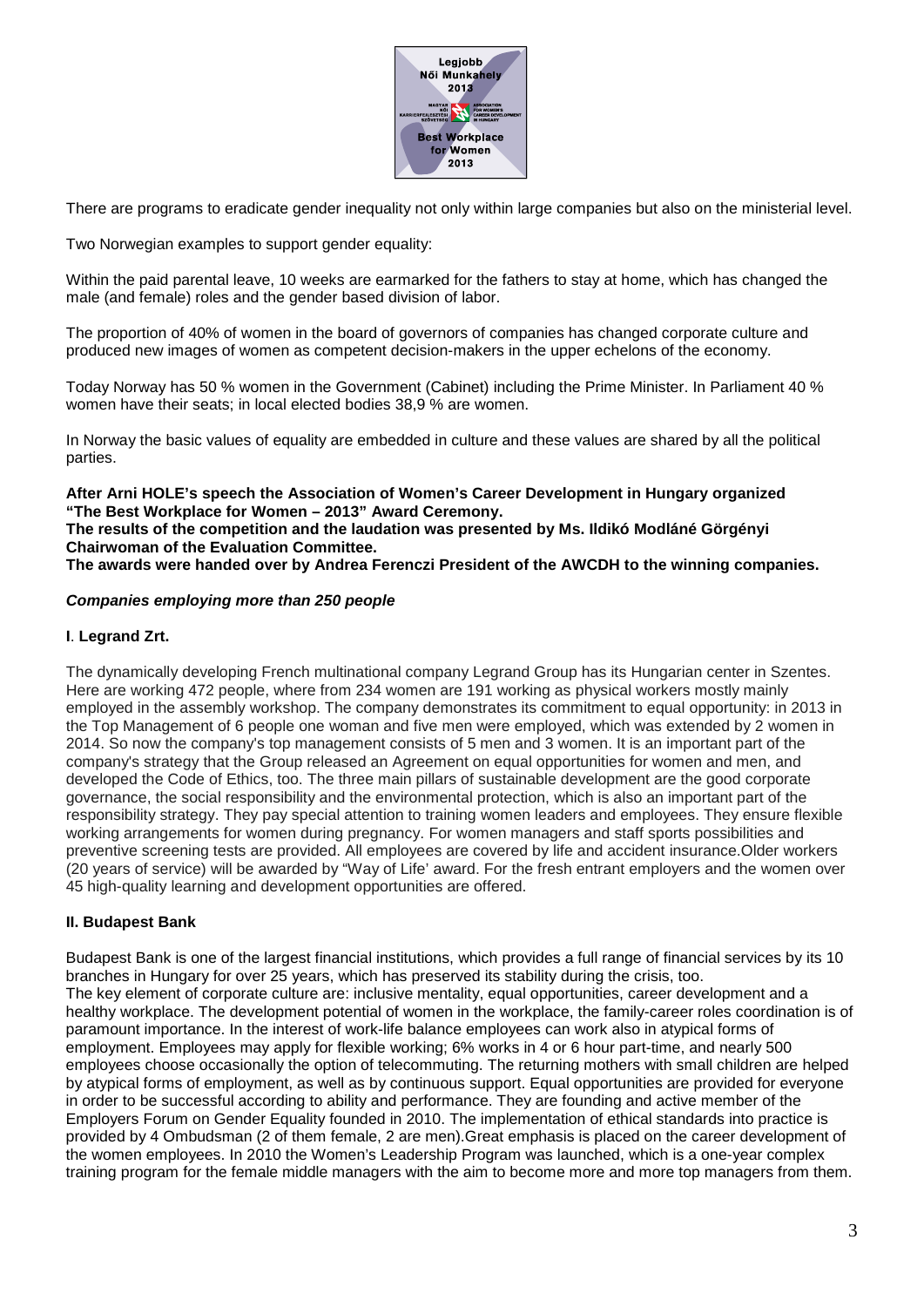There are programs to eradicate gender inequality not only within large companies but also on the ministerial level.

Two Norwegian examples to support gender equality:

Within the paid parental leave, 10 weeks are earmarked for the fathers to stay at home, which has changed the male (and female) roles and the gender based division of labor.

The proportion of 40% of women in the board of governors of companies has changed corporate culture and produced new images of women as competent decision-makers in the upper echelons of the economy.

Today Norway has 50 % women in the Government (Cabinet) including the Prime Minister. In Parliament 40 % women have their seats; in local elected bodies 38,9 % are women.

In Norway the basic values of equality are embedded in culture and these values are shared by all the political parties.

**After Arni HOLE's speech the Association of Women's Career Development in Hungary organized "The Best Workplace for Women – 2013" Award Ceremony.**
**The results of the competition and the laudation was presented by Ms. Ildikó Modláné Görgényi Chairwoman of the Evaluation Committee.**
**The awards were handed over by Andrea Ferenczi President of the AWCDH to the winning companies.**

***Companies employing more than 250 people***

**I. Legrand Zrt.**

The dynamically developing French multinational company Legrand Group has its Hungarian center in Szentes. Here are working 472 people, where from 234 women are 191 working as physical workers mostly mainly employed in the assembly workshop. The company demonstrates its commitment to equal opportunity: in 2013 in the Top Management of 6 people one woman and five men were employed, which was extended by 2 women in 2014. So now the company's top management consists of 5 men and 3 women. It is an important part of the company's strategy that the Group released an Agreement on equal opportunities for women and men, and developed the Code of Ethics, too. The three main pillars of sustainable development are the good corporate governance, the social responsibility and the environmental protection, which is also an important part of the responsibility strategy. They pay special attention to training women leaders and employees. They ensure flexible working arrangements for women during pregnancy. For women managers and staff sports possibilities and preventive screening tests are provided. All employees are covered by life and accident insurance.Older workers (20 years of service) will be awarded by "Way of Life' award. For the fresh entrant employers and the women over 45 high-quality learning and development opportunities are offered.

**II. Budapest Bank**

Budapest Bank is one of the largest financial institutions, which provides a full range of financial services by its 10 branches in Hungary for over 25 years, which has preserved its stability during the crisis, too.
The key element of corporate culture are: inclusive mentality, equal opportunities, career development and a healthy workplace. The development potential of women in the workplace, the family-career roles coordination is of paramount importance. In the interest of work-life balance employees can work also in atypical forms of employment. Employees may apply for flexible working; 6% works in 4 or 6 hour part-time, and nearly 500 employees choose occasionally the option of telecommuting. The returning mothers with small children are helped by atypical forms of employment, as well as by continuous support. Equal opportunities are provided for everyone in order to be successful according to ability and performance. They are founding and active member of the Employers Forum on Gender Equality founded in 2010. The implementation of ethical standards into practice is provided by 4 Ombudsman (2 of them female, 2 are men).Great emphasis is placed on the career development of the women employees. In 2010 the Women's Leadership Program was launched, which is a one-year complex training program for the female middle managers with the aim to become more and more top managers from them.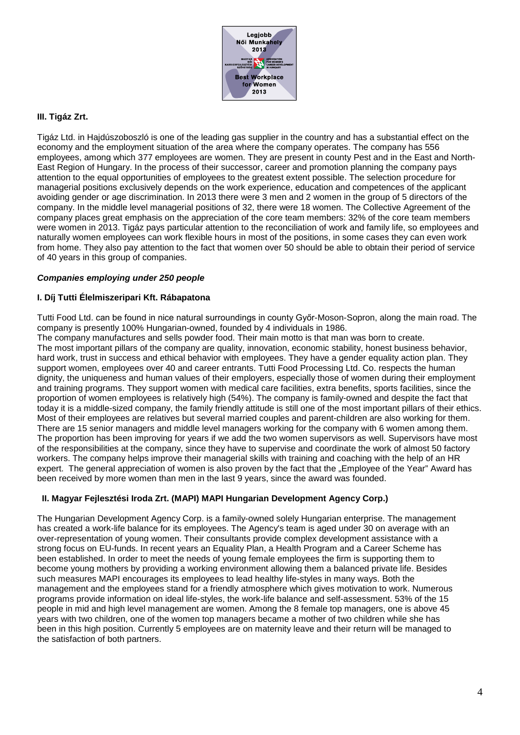### III. Tigáz Zrt.

Tigáz Ltd. in Hajdúszoboszló is one of the leading gas supplier in the country and has a substantial effect on the economy and the employment situation of the area where the company operates. The company has 556 employees, among which 377 employees are women. They are present in county Pest and in the East and North-East Region of Hungary. In the process of their successor, career and promotion planning the company pays attention to the equal opportunities of employees to the greatest extent possible. The selection procedure for managerial positions exclusively depends on the work experience, education and competences of the applicant avoiding gender or age discrimination. In 2013 there were 3 men and 2 women in the group of 5 directors of the company. In the middle level managerial positions of 32, there were 18 women. The Collective Agreement of the company places great emphasis on the appreciation of the core team members: 32% of the core team members were women in 2013. Tigáz pays particular attention to the reconciliation of work and family life, so employees and naturally women employees can work flexible hours in most of the positions, in some cases they can even work from home. They also pay attention to the fact that women over 50 should be able to obtain their period of service of 40 years in this group of companies.

#### *Companies employing under 250 people*

### I. Díj Tutti Élelmiszeripari Kft. Rábapatona

Tutti Food Ltd. can be found in nice natural surroundings in county Győr-Moson-Sopron, along the main road. The company is presently 100% Hungarian-owned, founded by 4 individuals in 1986.
The company manufactures and sells powder food. Their main motto is that man was born to create.
The most important pillars of the company are quality, innovation, economic stability, honest business behavior, hard work, trust in success and ethical behavior with employees. They have a gender equality action plan. They support women, employees over 40 and career entrants. Tutti Food Processing Ltd. Co. respects the human dignity, the uniqueness and human values of their employers, especially those of women during their employment and training programs. They support women with medical care facilities, extra benefits, sports facilities, since the proportion of women employees is relatively high (54%). The company is family-owned and despite the fact that today it is a middle-sized company, the family friendly attitude is still one of the most important pillars of their ethics. Most of their employees are relatives but several married couples and parent-children are also working for them. There are 15 senior managers and middle level managers working for the company with 6 women among them. The proportion has been improving for years if we add the two women supervisors as well. Supervisors have most of the responsibilities at the company, since they have to supervise and coordinate the work of almost 50 factory workers. The company helps improve their managerial skills with training and coaching with the help of an HR expert. The general appreciation of women is also proven by the fact that the „Employee of the Year" Award has been received by more women than men in the last 9 years, since the award was founded.

### II. Magyar Fejlesztési Iroda Zrt. (MAPI) MAPI Hungarian Development Agency Corp.)

The Hungarian Development Agency Corp. is a family-owned solely Hungarian enterprise. The management has created a work-life balance for its employees. The Agency's team is aged under 30 on average with an over-representation of young women. Their consultants provide complex development assistance with a strong focus on EU-funds. In recent years an Equality Plan, a Health Program and a Career Scheme has been established. In order to meet the needs of young female employees the firm is supporting them to become young mothers by providing a working environment allowing them a balanced private life. Besides such measures MAPI encourages its employees to lead healthy life-styles in many ways. Both the management and the employees stand for a friendly atmosphere which gives motivation to work. Numerous programs provide information on ideal life-styles, the work-life balance and self-assessment. 53% of the 15 people in mid and high level management are women. Among the 8 female top managers, one is above 45 years with two children, one of the women top managers became a mother of two children while she has been in this high position. Currently 5 employees are on maternity leave and their return will be managed to the satisfaction of both partners.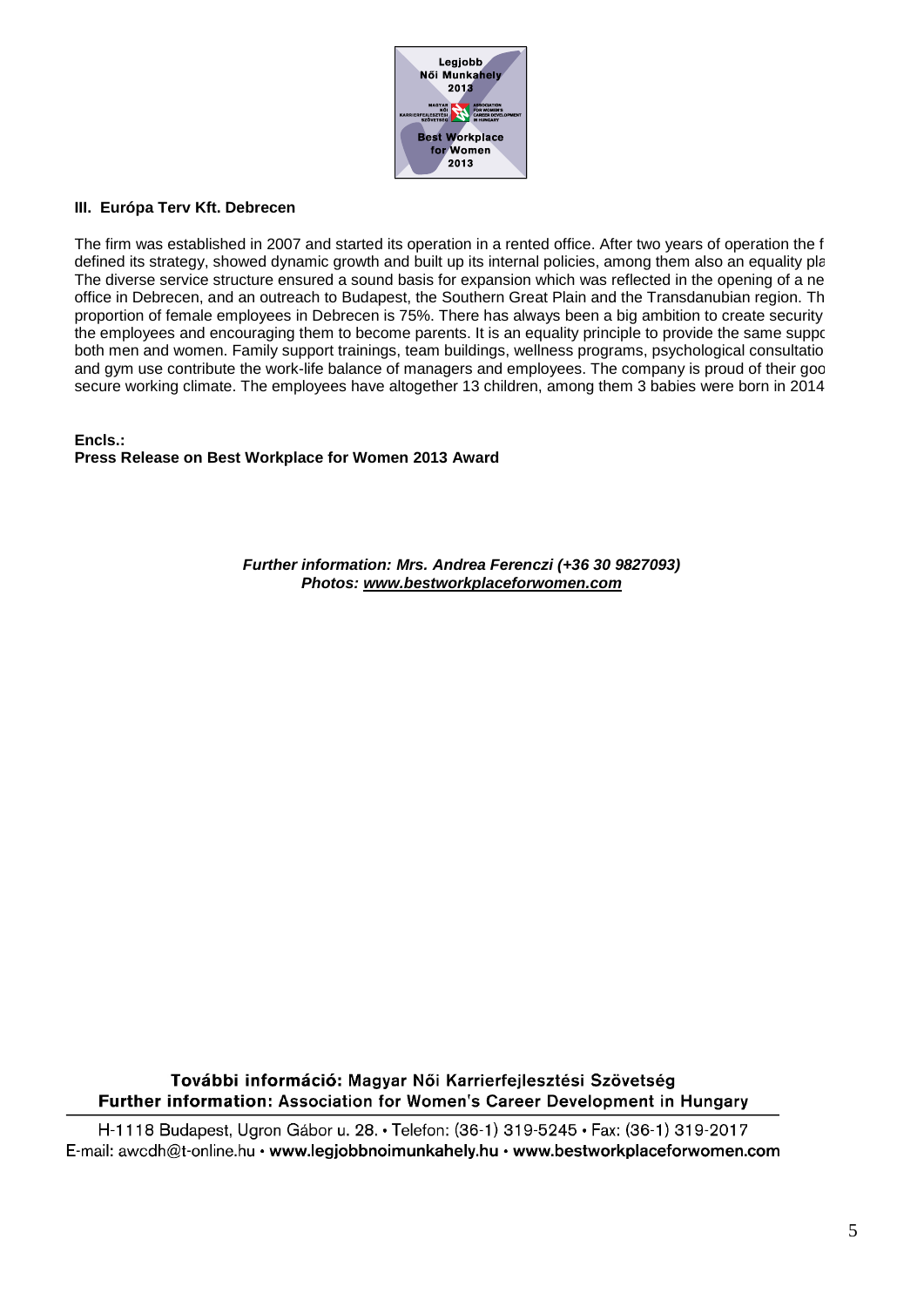### III. Európa Terv Kft. Debrecen

The firm was established in 2007 and started its operation in a rented office. After two years of operation the f defined its strategy, showed dynamic growth and built up its internal policies, among them also an equality pla The diverse service structure ensured a sound basis for expansion which was reflected in the opening of a ne office in Debrecen, and an outreach to Budapest, the Southern Great Plain and the Transdanubian region. Th proportion of female employees in Debrecen is 75%. There has always been a big ambition to create security the employees and encouraging them to become parents. It is an equality principle to provide the same suppo both men and women. Family support trainings, team buildings, wellness programs, psychological consultatio and gym use contribute the work-life balance of managers and employees. The company is proud of their goo secure working climate. The employees have altogether 13 children, among them 3 babies were born in 2014

**Encls.:**
**Press Release on Best Workplace for Women 2013 Award**

***Further information: Mrs. Andrea Ferenczi (+36 30 9827093)***
***Photos: www.bestworkplaceforwomen.com***

**További információ:** Magyar Női Karrierfejlesztési Szövetség
**Further information:** Association for Women's Career Development in Hungary

H-1118 Budapest, Ugron Gábor u. 28. • Telefon: (36-1) 319-5245 • Fax: (36-1) 319-2017
E-mail: awcdh@t-online.hu • **www.legjobbnoimunkahely.hu** • **www.bestworkplaceforwomen.com**